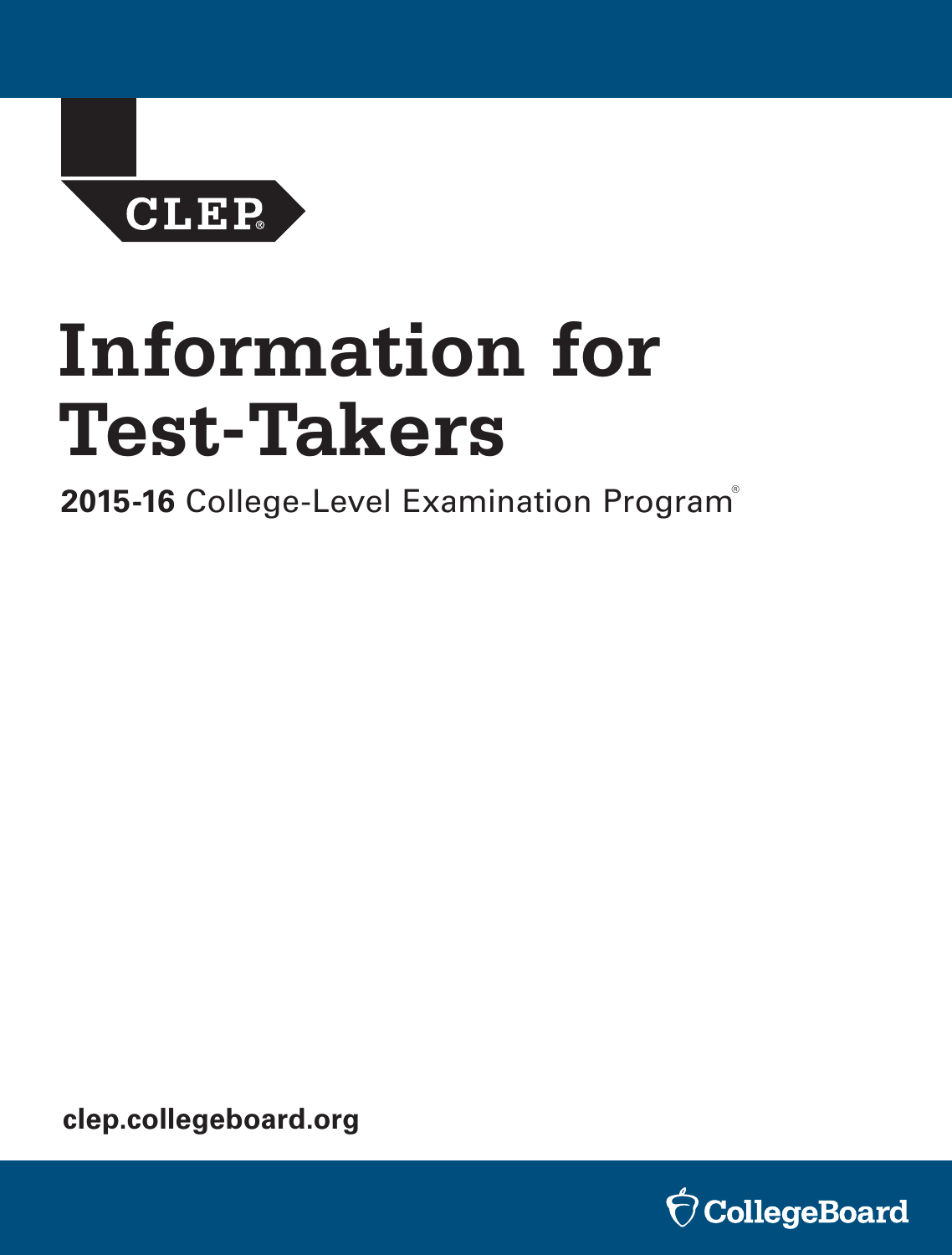CLEP®

# Information for Test-Takers

**2015-16** College-Level Examination Program®

**clep.collegeboard.org**

CollegeBoard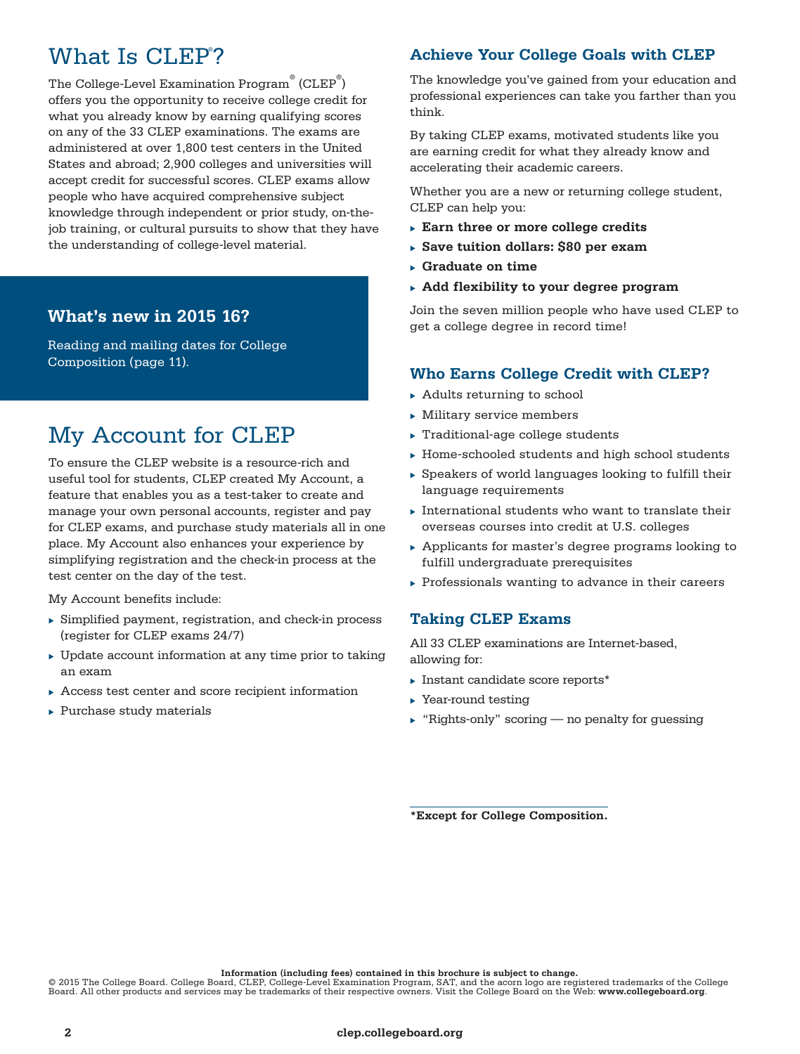# What Is CLEP®?

The College-Level Examination Program® (CLEP®) offers you the opportunity to receive college credit for what you already know by earning qualifying scores on any of the 33 CLEP examinations. The exams are administered at over 1,800 test centers in the United States and abroad; 2,900 colleges and universities will accept credit for successful scores. CLEP exams allow people who have acquired comprehensive subject knowledge through independent or prior study, on-the-job training, or cultural pursuits to show that they have the understanding of college-level material.

### What's new in 2015 16?

Reading and mailing dates for College Composition (page 11).

# My Account for CLEP

To ensure the CLEP website is a resource-rich and useful tool for students, CLEP created My Account, a feature that enables you as a test-taker to create and manage your own personal accounts, register and pay for CLEP exams, and purchase study materials all in one place. My Account also enhances your experience by simplifying registration and the check-in process at the test center on the day of the test.

My Account benefits include:

- Simplified payment, registration, and check-in process (register for CLEP exams 24/7)
- Update account information at any time prior to taking an exam
- Access test center and score recipient information
- Purchase study materials

## Achieve Your College Goals with CLEP

The knowledge you've gained from your education and professional experiences can take you farther than you think.

By taking CLEP exams, motivated students like you are earning credit for what they already know and accelerating their academic careers.

Whether you are a new or returning college student, CLEP can help you:

- **Earn three or more college credits**
- **Save tuition dollars: $80 per exam**
- **Graduate on time**
- **Add flexibility to your degree program**

Join the seven million people who have used CLEP to get a college degree in record time!

## Who Earns College Credit with CLEP?

- Adults returning to school
- Military service members
- Traditional-age college students
- Home-schooled students and high school students
- Speakers of world languages looking to fulfill their language requirements
- International students who want to translate their overseas courses into credit at U.S. colleges
- Applicants for master's degree programs looking to fulfill undergraduate prerequisites
- Professionals wanting to advance in their careers

## Taking CLEP Exams

All 33 CLEP examinations are Internet-based, allowing for:

- Instant candidate score reports*
- Year-round testing
- "Rights-only" scoring — no penalty for guessing

**\*Except for College Composition.**

**Information (including fees) contained in this brochure is subject to change.**
© 2015 The College Board. College Board, CLEP, College-Level Examination Program, SAT, and the acorn logo are registered trademarks of the College Board. All other products and services may be trademarks of their respective owners. Visit the College Board on the Web: **www.collegeboard.org**.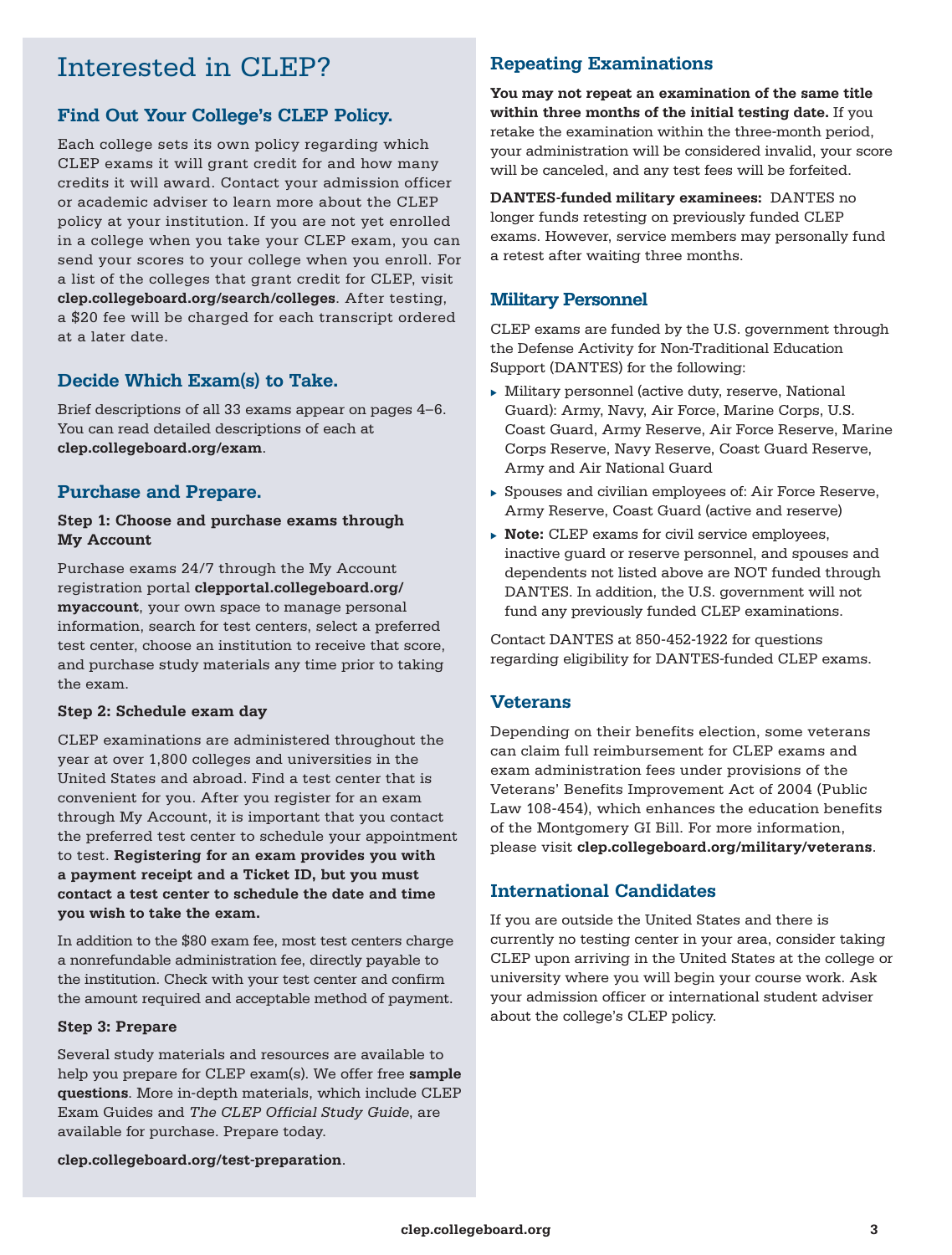# Interested in CLEP?

## Find Out Your College's CLEP Policy.

Each college sets its own policy regarding which CLEP exams it will grant credit for and how many credits it will award. Contact your admission officer or academic adviser to learn more about the CLEP policy at your institution. If you are not yet enrolled in a college when you take your CLEP exam, you can send your scores to your college when you enroll. For a list of the colleges that grant credit for CLEP, visit **clep.collegeboard.org/search/colleges**. After testing, a $20 fee will be charged for each transcript ordered at a later date.

## Decide Which Exam(s) to Take.

Brief descriptions of all 33 exams appear on pages 4–6. You can read detailed descriptions of each at **clep.collegeboard.org/exam**.

## Purchase and Prepare.

**Step 1: Choose and purchase exams through My Account**

Purchase exams 24/7 through the My Account registration portal **clepportal.collegeboard.org/myaccount**, your own space to manage personal information, search for test centers, select a preferred test center, choose an institution to receive that score, and purchase study materials any time prior to taking the exam.

**Step 2: Schedule exam day**

CLEP examinations are administered throughout the year at over 1,800 colleges and universities in the United States and abroad. Find a test center that is convenient for you. After you register for an exam through My Account, it is important that you contact the preferred test center to schedule your appointment to test. **Registering for an exam provides you with a payment receipt and a Ticket ID, but you must contact a test center to schedule the date and time you wish to take the exam.**

In addition to the $80 exam fee, most test centers charge a nonrefundable administration fee, directly payable to the institution. Check with your test center and confirm the amount required and acceptable method of payment.

**Step 3: Prepare**

Several study materials and resources are available to help you prepare for CLEP exam(s). We offer free **sample questions**. More in-depth materials, which include CLEP Exam Guides and *The CLEP Official Study Guide*, are available for purchase. Prepare today.

**clep.collegeboard.org/test-preparation**.

## Repeating Examinations

**You may not repeat an examination of the same title within three months of the initial testing date.** If you retake the examination within the three-month period, your administration will be considered invalid, your score will be canceled, and any test fees will be forfeited.

**DANTES-funded military examinees:** DANTES no longer funds retesting on previously funded CLEP exams. However, service members may personally fund a retest after waiting three months.

## Military Personnel

CLEP exams are funded by the U.S. government through the Defense Activity for Non-Traditional Education Support (DANTES) for the following:

- Military personnel (active duty, reserve, National Guard): Army, Navy, Air Force, Marine Corps, U.S. Coast Guard, Army Reserve, Air Force Reserve, Marine Corps Reserve, Navy Reserve, Coast Guard Reserve, Army and Air National Guard
- Spouses and civilian employees of: Air Force Reserve, Army Reserve, Coast Guard (active and reserve)
- **Note:** CLEP exams for civil service employees, inactive guard or reserve personnel, and spouses and dependents not listed above are NOT funded through DANTES. In addition, the U.S. government will not fund any previously funded CLEP examinations.

Contact DANTES at 850-452-1922 for questions regarding eligibility for DANTES-funded CLEP exams.

## Veterans

Depending on their benefits election, some veterans can claim full reimbursement for CLEP exams and exam administration fees under provisions of the Veterans' Benefits Improvement Act of 2004 (Public Law 108-454), which enhances the education benefits of the Montgomery GI Bill. For more information, please visit **clep.collegeboard.org/military/veterans**.

## International Candidates

If you are outside the United States and there is currently no testing center in your area, consider taking CLEP upon arriving in the United States at the college or university where you will begin your course work. Ask your admission officer or international student adviser about the college's CLEP policy.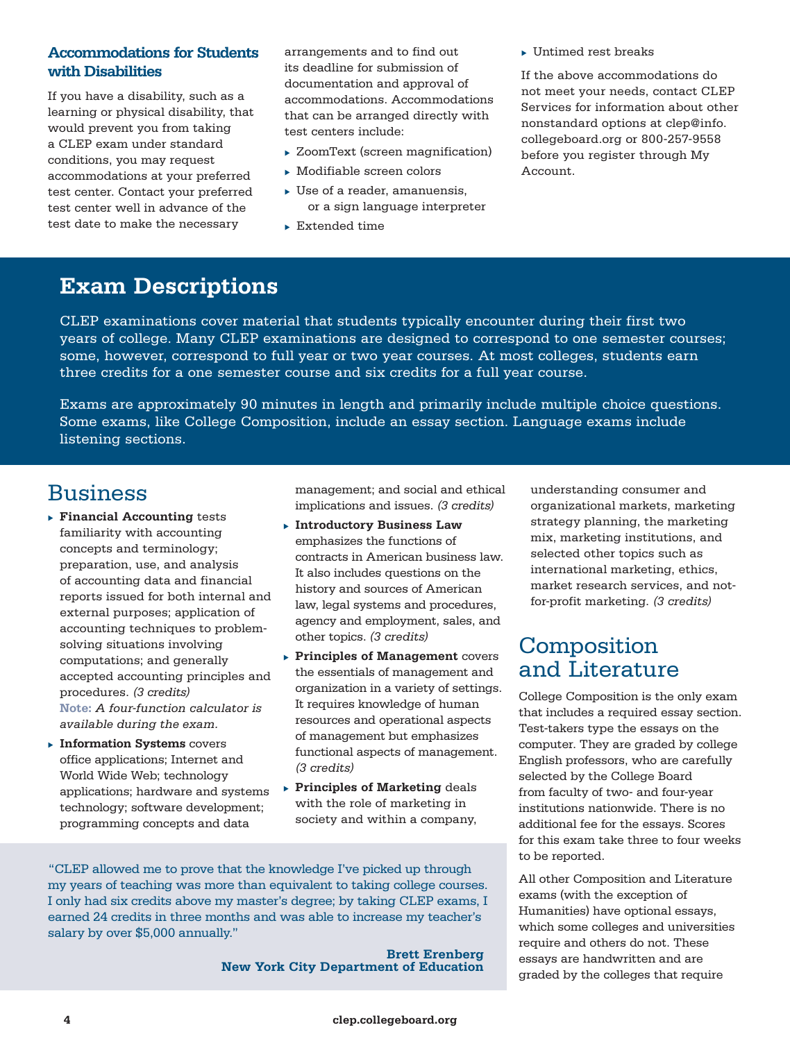## Accommodations for Students with Disabilities

If you have a disability, such as a learning or physical disability, that would prevent you from taking a CLEP exam under standard conditions, you may request accommodations at your preferred test center. Contact your preferred test center well in advance of the test date to make the necessary arrangements and to find out its deadline for submission of documentation and approval of accommodations. Accommodations that can be arranged directly with test centers include:

- ZoomText (screen magnification)
- Modifiable screen colors
- Use of a reader, amanuensis, or a sign language interpreter
- Extended time
- Untimed rest breaks

If the above accommodations do not meet your needs, contact CLEP Services for information about other nonstandard options at clep@info.collegeboard.org or 800-257-9558 before you register through My Account.

# Exam Descriptions

CLEP examinations cover material that students typically encounter during their first two years of college. Many CLEP examinations are designed to correspond to one semester courses; some, however, correspond to full year or two year courses. At most colleges, students earn three credits for a one semester course and six credits for a full year course.

Exams are approximately 90 minutes in length and primarily include multiple choice questions. Some exams, like College Composition, include an essay section. Language exams include listening sections.

## Business

- **Financial Accounting** tests familiarity with accounting concepts and terminology; preparation, use, and analysis of accounting data and financial reports issued for both internal and external purposes; application of accounting techniques to problem-solving situations involving computations; and generally accepted accounting principles and procedures. *(3 credits)*
  **Note:** *A four-function calculator is available during the exam.*
- **Information Systems** covers office applications; Internet and World Wide Web; technology applications; hardware and systems technology; software development; programming concepts and data management; and social and ethical implications and issues. *(3 credits)*
- **Introductory Business Law** emphasizes the functions of contracts in American business law. It also includes questions on the history and sources of American law, legal systems and procedures, agency and employment, sales, and other topics. *(3 credits)*
- **Principles of Management** covers the essentials of management and organization in a variety of settings. It requires knowledge of human resources and operational aspects of management but emphasizes functional aspects of management. *(3 credits)*
- **Principles of Marketing** deals with the role of marketing in society and within a company, understanding consumer and organizational markets, marketing strategy planning, the marketing mix, marketing institutions, and selected other topics such as international marketing, ethics, market research services, and not-for-profit marketing. *(3 credits)*

"CLEP allowed me to prove that the knowledge I've picked up through my years of teaching was more than equivalent to taking college courses. I only had six credits above my master's degree; by taking CLEP exams, I earned 24 credits in three months and was able to increase my teacher's salary by over $5,000 annually."

**Brett Erenberg**
**New York City Department of Education**

## Composition and Literature

College Composition is the only exam that includes a required essay section. Test-takers type the essays on the computer. They are graded by college English professors, who are carefully selected by the College Board from faculty of two- and four-year institutions nationwide. There is no additional fee for the essays. Scores for this exam take three to four weeks to be reported.

All other Composition and Literature exams (with the exception of Humanities) have optional essays, which some colleges and universities require and others do not. These essays are handwritten and are graded by the colleges that require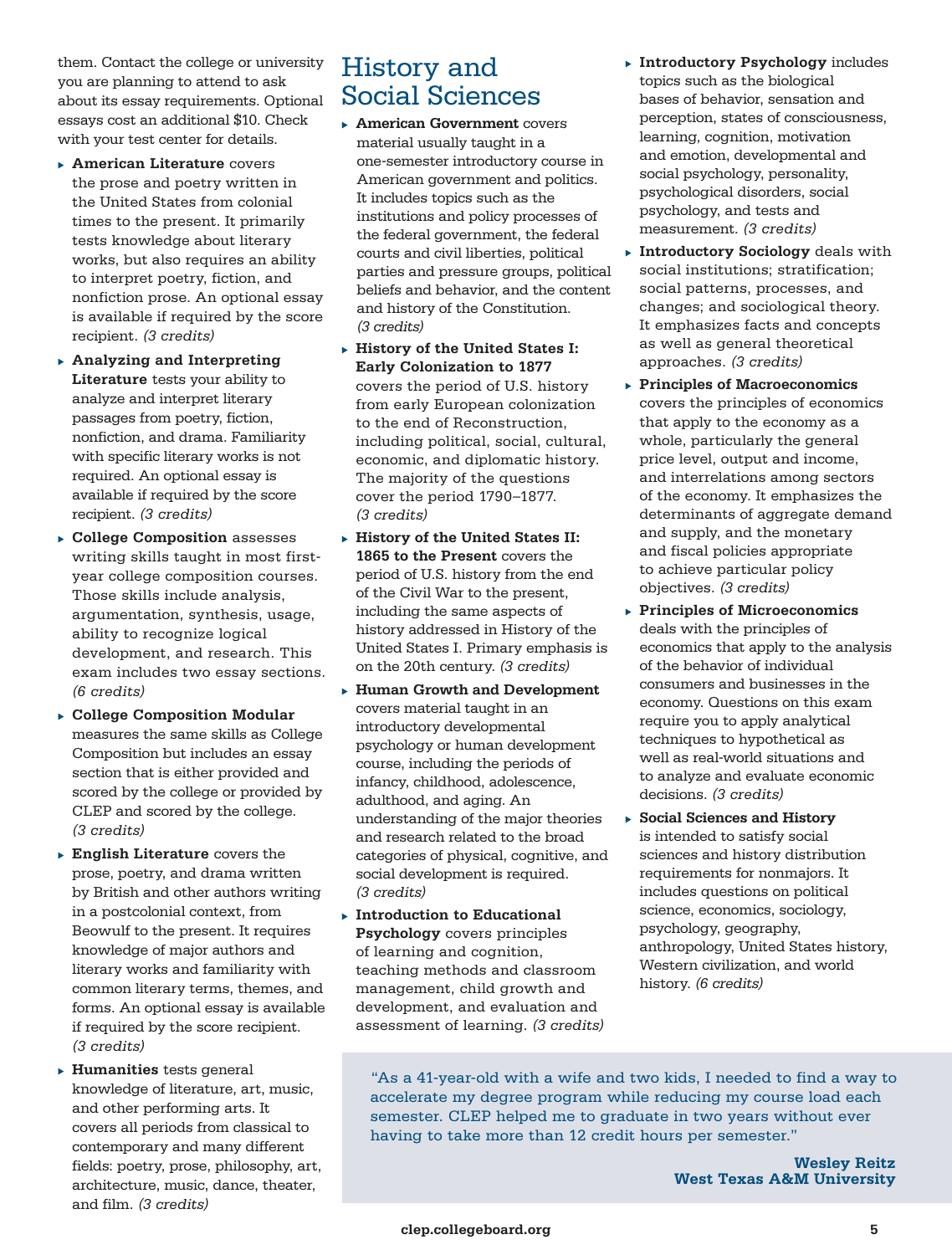them. Contact the college or university you are planning to attend to ask about its essay requirements. Optional essays cost an additional $10. Check with your test center for details.

- **American Literature** covers the prose and poetry written in the United States from colonial times to the present. It primarily tests knowledge about literary works, but also requires an ability to interpret poetry, fiction, and nonfiction prose. An optional essay is available if required by the score recipient. *(3 credits)*
- **Analyzing and Interpreting Literature** tests your ability to analyze and interpret literary passages from poetry, fiction, nonfiction, and drama. Familiarity with specific literary works is not required. An optional essay is available if required by the score recipient. *(3 credits)*
- **College Composition** assesses writing skills taught in most first-year college composition courses. Those skills include analysis, argumentation, synthesis, usage, ability to recognize logical development, and research. This exam includes two essay sections. *(6 credits)*
- **College Composition Modular** measures the same skills as College Composition but includes an essay section that is either provided and scored by the college or provided by CLEP and scored by the college. *(3 credits)*
- **English Literature** covers the prose, poetry, and drama written by British and other authors writing in a postcolonial context, from Beowulf to the present. It requires knowledge of major authors and literary works and familiarity with common literary terms, themes, and forms. An optional essay is available if required by the score recipient. *(3 credits)*
- **Humanities** tests general knowledge of literature, art, music, and other performing arts. It covers all periods from classical to contemporary and many different fields: poetry, prose, philosophy, art, architecture, music, dance, theater, and film. *(3 credits)*

## History and Social Sciences

- **American Government** covers material usually taught in a one-semester introductory course in American government and politics. It includes topics such as the institutions and policy processes of the federal government, the federal courts and civil liberties, political parties and pressure groups, political beliefs and behavior, and the content and history of the Constitution. *(3 credits)*
- **History of the United States I: Early Colonization to 1877** covers the period of U.S. history from early European colonization to the end of Reconstruction, including political, social, cultural, economic, and diplomatic history. The majority of the questions cover the period 1790–1877. *(3 credits)*
- **History of the United States II: 1865 to the Present** covers the period of U.S. history from the end of the Civil War to the present, including the same aspects of history addressed in History of the United States I. Primary emphasis is on the 20th century. *(3 credits)*
- **Human Growth and Development** covers material taught in an introductory developmental psychology or human development course, including the periods of infancy, childhood, adolescence, adulthood, and aging. An understanding of the major theories and research related to the broad categories of physical, cognitive, and social development is required. *(3 credits)*
- **Introduction to Educational Psychology** covers principles of learning and cognition, teaching methods and classroom management, child growth and development, and evaluation and assessment of learning. *(3 credits)*
- **Introductory Psychology** includes topics such as the biological bases of behavior, sensation and perception, states of consciousness, learning, cognition, motivation and emotion, developmental and social psychology, personality, psychological disorders, social psychology, and tests and measurement. *(3 credits)*
- **Introductory Sociology** deals with social institutions; stratification; social patterns, processes, and changes; and sociological theory. It emphasizes facts and concepts as well as general theoretical approaches. *(3 credits)*
- **Principles of Macroeconomics** covers the principles of economics that apply to the economy as a whole, particularly the general price level, output and income, and interrelations among sectors of the economy. It emphasizes the determinants of aggregate demand and supply, and the monetary and fiscal policies appropriate to achieve particular policy objectives. *(3 credits)*
- **Principles of Microeconomics** deals with the principles of economics that apply to the analysis of the behavior of individual consumers and businesses in the economy. Questions on this exam require you to apply analytical techniques to hypothetical as well as real-world situations and to analyze and evaluate economic decisions. *(3 credits)*
- **Social Sciences and History** is intended to satisfy social sciences and history distribution requirements for nonmajors. It includes questions on political science, economics, sociology, psychology, geography, anthropology, United States history, Western civilization, and world history. *(6 credits)*

> "As a 41-year-old with a wife and two kids, I needed to find a way to accelerate my degree program while reducing my course load each semester. CLEP helped me to graduate in two years without ever having to take more than 12 credit hours per semester."
>
> **Wesley Reitz**
> **West Texas A&M University**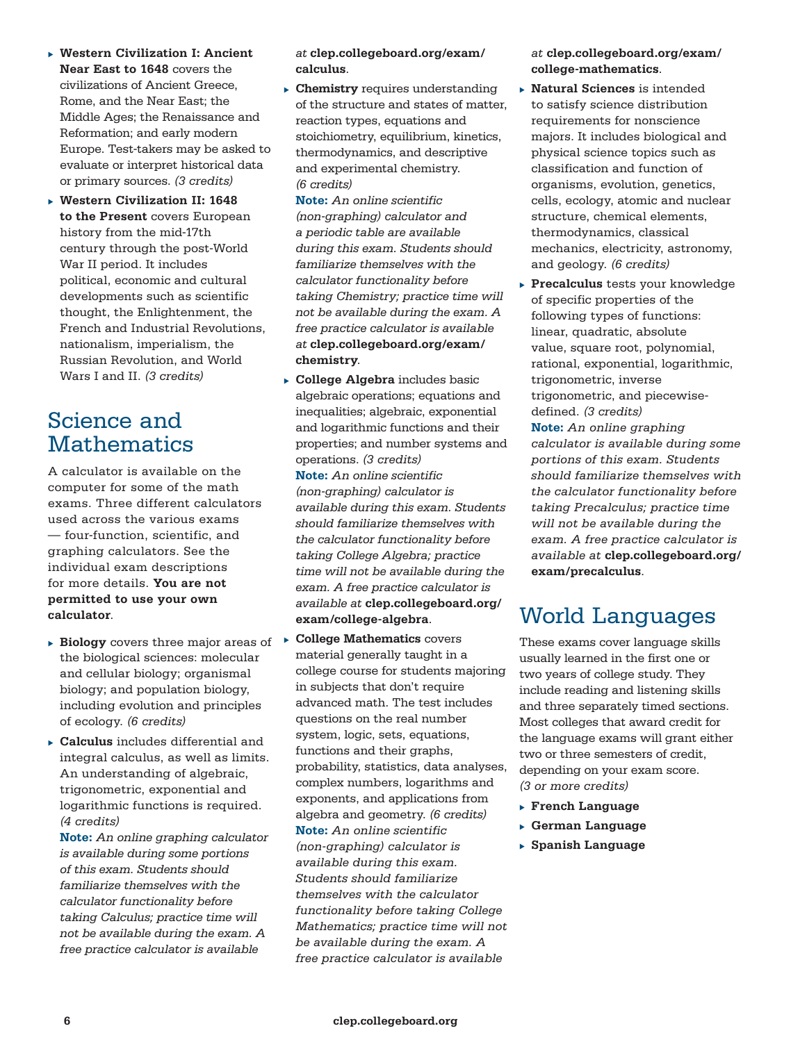- **Western Civilization I: Ancient Near East to 1648** covers the civilizations of Ancient Greece, Rome, and the Near East; the Middle Ages; the Renaissance and Reformation; and early modern Europe. Test-takers may be asked to evaluate or interpret historical data or primary sources. *(3 credits)*
- **Western Civilization II: 1648 to the Present** covers European history from the mid-17th century through the post-World War II period. It includes political, economic and cultural developments such as scientific thought, the Enlightenment, the French and Industrial Revolutions, nationalism, imperialism, the Russian Revolution, and World Wars I and II. *(3 credits)*

## Science and Mathematics

A calculator is available on the computer for some of the math exams. Three different calculators used across the various exams — four-function, scientific, and graphing calculators. See the individual exam descriptions for more details. **You are not permitted to use your own calculator**.

- **Biology** covers three major areas of the biological sciences: molecular and cellular biology; organismal biology; and population biology, including evolution and principles of ecology. *(6 credits)*
- **Calculus** includes differential and integral calculus, as well as limits. An understanding of algebraic, trigonometric, exponential and logarithmic functions is required. *(4 credits)*
  **Note:** *An online graphing calculator is available during some portions of this exam. Students should familiarize themselves with the calculator functionality before taking Calculus; practice time will not be available during the exam. A free practice calculator is available at* **clep.collegeboard.org/exam/calculus**.
- **Chemistry** requires understanding of the structure and states of matter, reaction types, equations and stoichiometry, equilibrium, kinetics, thermodynamics, and descriptive and experimental chemistry. *(6 credits)*
  **Note:** *An online scientific (non-graphing) calculator and a periodic table are available during this exam. Students should familiarize themselves with the calculator functionality before taking Chemistry; practice time will not be available during the exam. A free practice calculator is available at* **clep.collegeboard.org/exam/chemistry**.
- **College Algebra** includes basic algebraic operations; equations and inequalities; algebraic, exponential and logarithmic functions and their properties; and number systems and operations. *(3 credits)*
  **Note:** *An online scientific (non-graphing) calculator is available during this exam. Students should familiarize themselves with the calculator functionality before taking College Algebra; practice time will not be available during the exam. A free practice calculator is available at* **clep.collegeboard.org/exam/college-algebra**.
- **College Mathematics** covers material generally taught in a college course for students majoring in subjects that don't require advanced math. The test includes questions on the real number system, logic, sets, equations, functions and their graphs, probability, statistics, data analyses, complex numbers, logarithms and exponents, and applications from algebra and geometry. *(6 credits)*
  **Note:** *An online scientific (non-graphing) calculator is available during this exam. Students should familiarize themselves with the calculator functionality before taking College Mathematics; practice time will not be available during the exam. A free practice calculator is available at* **clep.collegeboard.org/exam/college-mathematics**.
- **Natural Sciences** is intended to satisfy science distribution requirements for nonscience majors. It includes biological and physical science topics such as classification and function of organisms, evolution, genetics, cells, ecology, atomic and nuclear structure, chemical elements, thermodynamics, classical mechanics, electricity, astronomy, and geology. *(6 credits)*
- **Precalculus** tests your knowledge of specific properties of the following types of functions: linear, quadratic, absolute value, square root, polynomial, rational, exponential, logarithmic, trigonometric, inverse trigonometric, and piecewise-defined. *(3 credits)*
  **Note:** *An online graphing calculator is available during some portions of this exam. Students should familiarize themselves with the calculator functionality before taking Precalculus; practice time will not be available during the exam. A free practice calculator is available at* **clep.collegeboard.org/exam/precalculus**.

## World Languages

These exams cover language skills usually learned in the first one or two years of college study. They include reading and listening skills and three separately timed sections. Most colleges that award credit for the language exams will grant either two or three semesters of credit, depending on your exam score. *(3 or more credits)*

- **French Language**
- **German Language**
- **Spanish Language**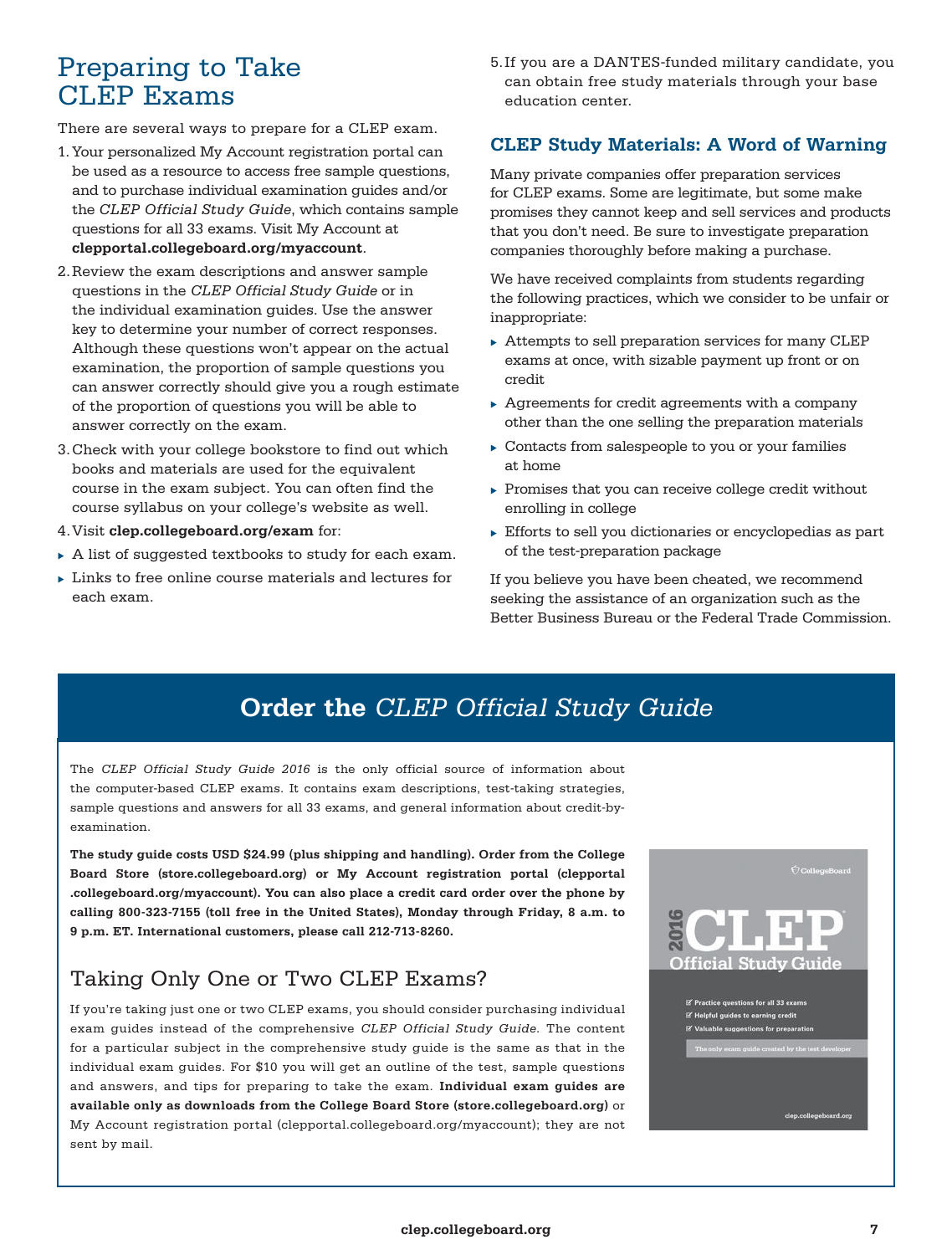# Preparing to Take CLEP Exams

There are several ways to prepare for a CLEP exam.

1. Your personalized My Account registration portal can be used as a resource to access free sample questions, and to purchase individual examination guides and/or the *CLEP Official Study Guide*, which contains sample questions for all 33 exams. Visit My Account at **clepportal.collegeboard.org/myaccount**.
2. Review the exam descriptions and answer sample questions in the *CLEP Official Study Guide* or in the individual examination guides. Use the answer key to determine your number of correct responses. Although these questions won't appear on the actual examination, the proportion of sample questions you can answer correctly should give you a rough estimate of the proportion of questions you will be able to answer correctly on the exam.
3. Check with your college bookstore to find out which books and materials are used for the equivalent course in the exam subject. You can often find the course syllabus on your college's website as well.
4. Visit **clep.collegeboard.org/exam** for:
   - A list of suggested textbooks to study for each exam.
   - Links to free online course materials and lectures for each exam.
5. If you are a DANTES-funded military candidate, you can obtain free study materials through your base education center.

## CLEP Study Materials: A Word of Warning

Many private companies offer preparation services for CLEP exams. Some are legitimate, but some make promises they cannot keep and sell services and products that you don't need. Be sure to investigate preparation companies thoroughly before making a purchase.

We have received complaints from students regarding the following practices, which we consider to be unfair or inappropriate:

- Attempts to sell preparation services for many CLEP exams at once, with sizable payment up front or on credit
- Agreements for credit agreements with a company other than the one selling the preparation materials
- Contacts from salespeople to you or your families at home
- Promises that you can receive college credit without enrolling in college
- Efforts to sell you dictionaries or encyclopedias as part of the test-preparation package

If you believe you have been cheated, we recommend seeking the assistance of an organization such as the Better Business Bureau or the Federal Trade Commission.

## Order the *CLEP Official Study Guide*

The *CLEP Official Study Guide 2016* is the only official source of information about the computer-based CLEP exams. It contains exam descriptions, test-taking strategies, sample questions and answers for all 33 exams, and general information about credit-by-examination.

**The study guide costs USD $24.99 (plus shipping and handling). Order from the College Board Store (store.collegeboard.org) or My Account registration portal (clepportal.collegeboard.org/myaccount). You can also place a credit card order over the phone by calling 800-323-7155 (toll free in the United States), Monday through Friday, 8 a.m. to 9 p.m. ET. International customers, please call 212-713-8260.**

### Taking Only One or Two CLEP Exams?

If you're taking just one or two CLEP exams, you should consider purchasing individual exam guides instead of the comprehensive *CLEP Official Study Guide*. The content for a particular subject in the comprehensive study guide is the same as that in the individual exam guides. For $10 you will get an outline of the test, sample questions and answers, and tips for preparing to take the exam. **Individual exam guides are available only as downloads from the College Board Store (store.collegeboard.org)** or My Account registration portal (clepportal.collegeboard.org/myaccount); they are not sent by mail.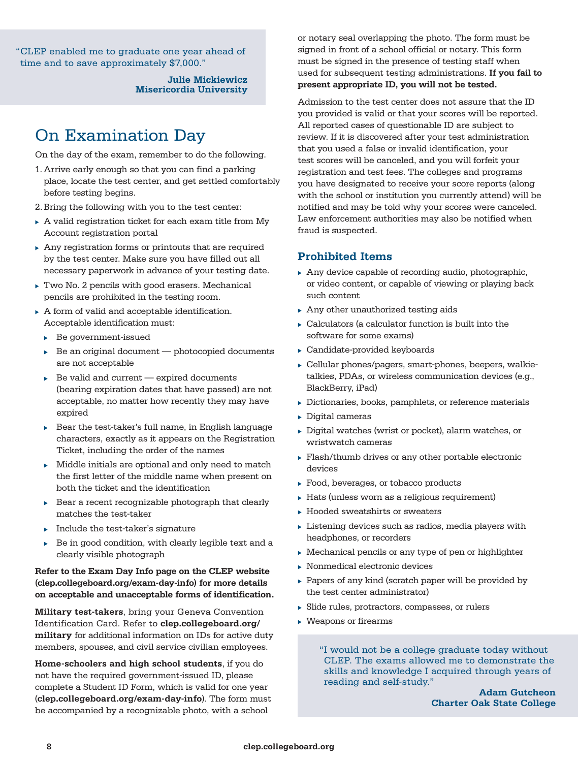"CLEP enabled me to graduate one year ahead of time and to save approximately $7,000."

**Julie Mickiewicz**
**Misericordia University**

## On Examination Day

On the day of the exam, remember to do the following.

1. Arrive early enough so that you can find a parking place, locate the test center, and get settled comfortably before testing begins.
2. Bring the following with you to the test center:

- A valid registration ticket for each exam title from My Account registration portal
- Any registration forms or printouts that are required by the test center. Make sure you have filled out all necessary paperwork in advance of your testing date.
- Two No. 2 pencils with good erasers. Mechanical pencils are prohibited in the testing room.
- A form of valid and acceptable identification. Acceptable identification must:
  - Be government-issued
  - Be an original document — photocopied documents are not acceptable
  - Be valid and current — expired documents (bearing expiration dates that have passed) are not acceptable, no matter how recently they may have expired
  - Bear the test-taker's full name, in English language characters, exactly as it appears on the Registration Ticket, including the order of the names
  - Middle initials are optional and only need to match the first letter of the middle name when present on both the ticket and the identification
  - Bear a recent recognizable photograph that clearly matches the test-taker
  - Include the test-taker's signature
  - Be in good condition, with clearly legible text and a clearly visible photograph

**Refer to the Exam Day Info page on the CLEP website (clep.collegeboard.org/exam-day-info) for more details on acceptable and unacceptable forms of identification.**

**Military test-takers**, bring your Geneva Convention Identification Card. Refer to **clep.collegeboard.org/military** for additional information on IDs for active duty members, spouses, and civil service civilian employees.

**Home-schoolers and high school students**, if you do not have the required government-issued ID, please complete a Student ID Form, which is valid for one year (**clep.collegeboard.org/exam-day-info**). The form must be accompanied by a recognizable photo, with a school or notary seal overlapping the photo. The form must be signed in front of a school official or notary. This form must be signed in the presence of testing staff when used for subsequent testing administrations. **If you fail to present appropriate ID, you will not be tested.**

Admission to the test center does not assure that the ID you provided is valid or that your scores will be reported. All reported cases of questionable ID are subject to review. If it is discovered after your test administration that you used a false or invalid identification, your test scores will be canceled, and you will forfeit your registration and test fees. The colleges and programs you have designated to receive your score reports (along with the school or institution you currently attend) will be notified and may be told why your scores were canceled. Law enforcement authorities may also be notified when fraud is suspected.

### Prohibited Items

- Any device capable of recording audio, photographic, or video content, or capable of viewing or playing back such content
- Any other unauthorized testing aids
- Calculators (a calculator function is built into the software for some exams)
- Candidate-provided keyboards
- Cellular phones/pagers, smart-phones, beepers, walkie-talkies, PDAs, or wireless communication devices (e.g., BlackBerry, iPad)
- Dictionaries, books, pamphlets, or reference materials
- Digital cameras
- Digital watches (wrist or pocket), alarm watches, or wristwatch cameras
- Flash/thumb drives or any other portable electronic devices
- Food, beverages, or tobacco products
- Hats (unless worn as a religious requirement)
- Hooded sweatshirts or sweaters
- Listening devices such as radios, media players with headphones, or recorders
- Mechanical pencils or any type of pen or highlighter
- Nonmedical electronic devices
- Papers of any kind (scratch paper will be provided by the test center administrator)
- Slide rules, protractors, compasses, or rulers
- Weapons or firearms

"I would not be a college graduate today without CLEP. The exams allowed me to demonstrate the skills and knowledge I acquired through years of reading and self-study."

**Adam Gutcheon**
**Charter Oak State College**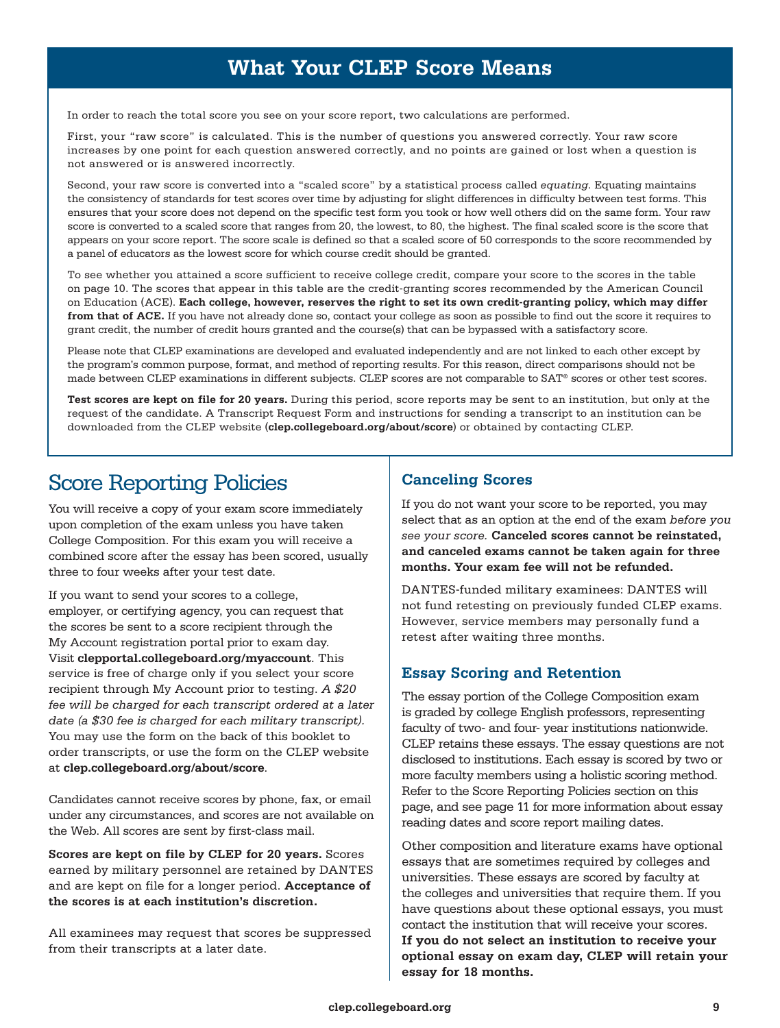# What Your CLEP Score Means

In order to reach the total score you see on your score report, two calculations are performed.

First, your "raw score" is calculated. This is the number of questions you answered correctly. Your raw score increases by one point for each question answered correctly, and no points are gained or lost when a question is not answered or is answered incorrectly.

Second, your raw score is converted into a "scaled score" by a statistical process called *equating*. Equating maintains the consistency of standards for test scores over time by adjusting for slight differences in difficulty between test forms. This ensures that your score does not depend on the specific test form you took or how well others did on the same form. Your raw score is converted to a scaled score that ranges from 20, the lowest, to 80, the highest. The final scaled score is the score that appears on your score report. The score scale is defined so that a scaled score of 50 corresponds to the score recommended by a panel of educators as the lowest score for which course credit should be granted.

To see whether you attained a score sufficient to receive college credit, compare your score to the scores in the table on page 10. The scores that appear in this table are the credit-granting scores recommended by the American Council on Education (ACE). **Each college, however, reserves the right to set its own credit-granting policy, which may differ from that of ACE.** If you have not already done so, contact your college as soon as possible to find out the score it requires to grant credit, the number of credit hours granted and the course(s) that can be bypassed with a satisfactory score.

Please note that CLEP examinations are developed and evaluated independently and are not linked to each other except by the program's common purpose, format, and method of reporting results. For this reason, direct comparisons should not be made between CLEP examinations in different subjects. CLEP scores are not comparable to SAT® scores or other test scores.

**Test scores are kept on file for 20 years.** During this period, score reports may be sent to an institution, but only at the request of the candidate. A Transcript Request Form and instructions for sending a transcript to an institution can be downloaded from the CLEP website (**clep.collegeboard.org/about/score**) or obtained by contacting CLEP.

# Score Reporting Policies

You will receive a copy of your exam score immediately upon completion of the exam unless you have taken College Composition. For this exam you will receive a combined score after the essay has been scored, usually three to four weeks after your test date.

If you want to send your scores to a college, employer, or certifying agency, you can request that the scores be sent to a score recipient through the My Account registration portal prior to exam day. Visit **clepportal.collegeboard.org/myaccount**. This service is free of charge only if you select your score recipient through My Account prior to testing. *A $20 fee will be charged for each transcript ordered at a later date (a $30 fee is charged for each military transcript).* You may use the form on the back of this booklet to order transcripts, or use the form on the CLEP website at **clep.collegeboard.org/about/score**.

Candidates cannot receive scores by phone, fax, or email under any circumstances, and scores are not available on the Web. All scores are sent by first-class mail.

**Scores are kept on file by CLEP for 20 years.** Scores earned by military personnel are retained by DANTES and are kept on file for a longer period. **Acceptance of the scores is at each institution's discretion.**

All examinees may request that scores be suppressed from their transcripts at a later date.

## Canceling Scores

If you do not want your score to be reported, you may select that as an option at the end of the exam *before you see your score.* **Canceled scores cannot be reinstated, and canceled exams cannot be taken again for three months. Your exam fee will not be refunded.**

DANTES-funded military examinees: DANTES will not fund retesting on previously funded CLEP exams. However, service members may personally fund a retest after waiting three months.

## Essay Scoring and Retention

The essay portion of the College Composition exam is graded by college English professors, representing faculty of two- and four- year institutions nationwide. CLEP retains these essays. The essay questions are not disclosed to institutions. Each essay is scored by two or more faculty members using a holistic scoring method. Refer to the Score Reporting Policies section on this page, and see page 11 for more information about essay reading dates and score report mailing dates.

Other composition and literature exams have optional essays that are sometimes required by colleges and universities. These essays are scored by faculty at the colleges and universities that require them. If you have questions about these optional essays, you must contact the institution that will receive your scores. **If you do not select an institution to receive your optional essay on exam day, CLEP will retain your essay for 18 months.**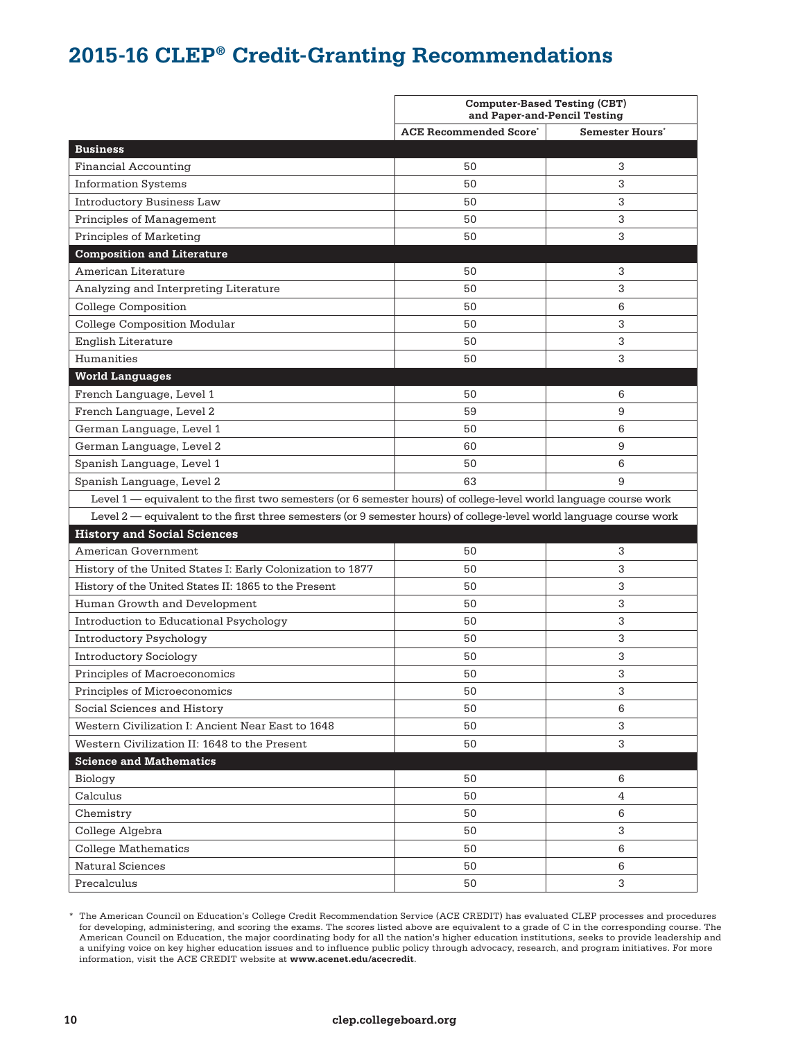# 2015-16 CLEP® Credit-Granting Recommendations

| | Computer-Based Testing (CBT) and Paper-and-Pencil Testing | |
|---|---|---|
| | ACE Recommended Score* | Semester Hours* |
| **Business** | | |
| Financial Accounting | 50 | 3 |
| Information Systems | 50 | 3 |
| Introductory Business Law | 50 | 3 |
| Principles of Management | 50 | 3 |
| Principles of Marketing | 50 | 3 |
| **Composition and Literature** | | |
| American Literature | 50 | 3 |
| Analyzing and Interpreting Literature | 50 | 3 |
| College Composition | 50 | 6 |
| College Composition Modular | 50 | 3 |
| English Literature | 50 | 3 |
| Humanities | 50 | 3 |
| **World Languages** | | |
| French Language, Level 1 | 50 | 6 |
| French Language, Level 2 | 59 | 9 |
| German Language, Level 1 | 50 | 6 |
| German Language, Level 2 | 60 | 9 |
| Spanish Language, Level 1 | 50 | 6 |
| Spanish Language, Level 2 | 63 | 9 |
| Level 1 — equivalent to the first two semesters (or 6 semester hours) of college-level world language course work | | |
| Level 2 — equivalent to the first three semesters (or 9 semester hours) of college-level world language course work | | |
| **History and Social Sciences** | | |
| American Government | 50 | 3 |
| History of the United States I: Early Colonization to 1877 | 50 | 3 |
| History of the United States II: 1865 to the Present | 50 | 3 |
| Human Growth and Development | 50 | 3 |
| Introduction to Educational Psychology | 50 | 3 |
| Introductory Psychology | 50 | 3 |
| Introductory Sociology | 50 | 3 |
| Principles of Macroeconomics | 50 | 3 |
| Principles of Microeconomics | 50 | 3 |
| Social Sciences and History | 50 | 6 |
| Western Civilization I: Ancient Near East to 1648 | 50 | 3 |
| Western Civilization II: 1648 to the Present | 50 | 3 |
| **Science and Mathematics** | | |
| Biology | 50 | 6 |
| Calculus | 50 | 4 |
| Chemistry | 50 | 6 |
| College Algebra | 50 | 3 |
| College Mathematics | 50 | 6 |
| Natural Sciences | 50 | 6 |
| Precalculus | 50 | 3 |

\* The American Council on Education's College Credit Recommendation Service (ACE CREDIT) has evaluated CLEP processes and procedures for developing, administering, and scoring the exams. The scores listed above are equivalent to a grade of C in the corresponding course. The American Council on Education, the major coordinating body for all the nation's higher education institutions, seeks to provide leadership and a unifying voice on key higher education issues and to influence public policy through advocacy, research, and program initiatives. For more information, visit the ACE CREDIT website at **www.acenet.edu/acecredit**.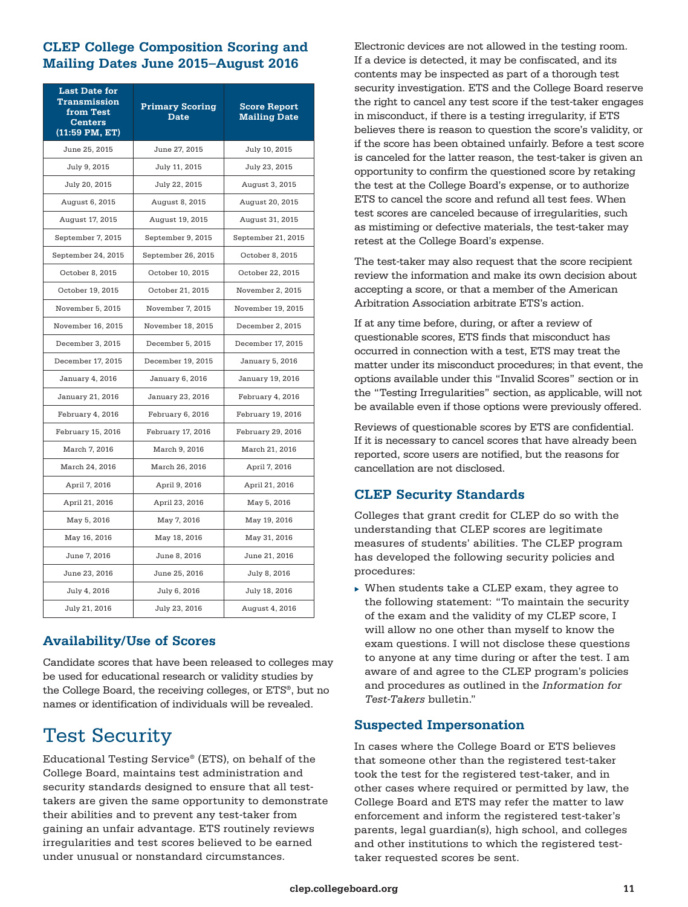## CLEP College Composition Scoring and Mailing Dates June 2015–August 2016

| Last Date for Transmission from Test Centers (11:59 PM, ET) | Primary Scoring Date | Score Report Mailing Date |
|---|---|---|
| June 25, 2015 | June 27, 2015 | July 10, 2015 |
| July 9, 2015 | July 11, 2015 | July 23, 2015 |
| July 20, 2015 | July 22, 2015 | August 3, 2015 |
| August 6, 2015 | August 8, 2015 | August 20, 2015 |
| August 17, 2015 | August 19, 2015 | August 31, 2015 |
| September 7, 2015 | September 9, 2015 | September 21, 2015 |
| September 24, 2015 | September 26, 2015 | October 8, 2015 |
| October 8, 2015 | October 10, 2015 | October 22, 2015 |
| October 19, 2015 | October 21, 2015 | November 2, 2015 |
| November 5, 2015 | November 7, 2015 | November 19, 2015 |
| November 16, 2015 | November 18, 2015 | December 2, 2015 |
| December 3, 2015 | December 5, 2015 | December 17, 2015 |
| December 17, 2015 | December 19, 2015 | January 5, 2016 |
| January 4, 2016 | January 6, 2016 | January 19, 2016 |
| January 21, 2016 | January 23, 2016 | February 4, 2016 |
| February 4, 2016 | February 6, 2016 | February 19, 2016 |
| February 15, 2016 | February 17, 2016 | February 29, 2016 |
| March 7, 2016 | March 9, 2016 | March 21, 2016 |
| March 24, 2016 | March 26, 2016 | April 7, 2016 |
| April 7, 2016 | April 9, 2016 | April 21, 2016 |
| April 21, 2016 | April 23, 2016 | May 5, 2016 |
| May 5, 2016 | May 7, 2016 | May 19, 2016 |
| May 16, 2016 | May 18, 2016 | May 31, 2016 |
| June 7, 2016 | June 8, 2016 | June 21, 2016 |
| June 23, 2016 | June 25, 2016 | July 8, 2016 |
| July 4, 2016 | July 6, 2016 | July 18, 2016 |
| July 21, 2016 | July 23, 2016 | August 4, 2016 |

## Availability/Use of Scores

Candidate scores that have been released to colleges may be used for educational research or validity studies by the College Board, the receiving colleges, or ETS®, but no names or identification of individuals will be revealed.

# Test Security

Educational Testing Service® (ETS), on behalf of the College Board, maintains test administration and security standards designed to ensure that all test-takers are given the same opportunity to demonstrate their abilities and to prevent any test-taker from gaining an unfair advantage. ETS routinely reviews irregularities and test scores believed to be earned under unusual or nonstandard circumstances.

Electronic devices are not allowed in the testing room. If a device is detected, it may be confiscated, and its contents may be inspected as part of a thorough test security investigation. ETS and the College Board reserve the right to cancel any test score if the test-taker engages in misconduct, if there is a testing irregularity, if ETS believes there is reason to question the score's validity, or if the score has been obtained unfairly. Before a test score is canceled for the latter reason, the test-taker is given an opportunity to confirm the questioned score by retaking the test at the College Board's expense, or to authorize ETS to cancel the score and refund all test fees. When test scores are canceled because of irregularities, such as mistiming or defective materials, the test-taker may retest at the College Board's expense.

The test-taker may also request that the score recipient review the information and make its own decision about accepting a score, or that a member of the American Arbitration Association arbitrate ETS's action.

If at any time before, during, or after a review of questionable scores, ETS finds that misconduct has occurred in connection with a test, ETS may treat the matter under its misconduct procedures; in that event, the options available under this "Invalid Scores" section or in the "Testing Irregularities" section, as applicable, will not be available even if those options were previously offered.

Reviews of questionable scores by ETS are confidential. If it is necessary to cancel scores that have already been reported, score users are notified, but the reasons for cancellation are not disclosed.

## CLEP Security Standards

Colleges that grant credit for CLEP do so with the understanding that CLEP scores are legitimate measures of students' abilities. The CLEP program has developed the following security policies and procedures:

- When students take a CLEP exam, they agree to the following statement: "To maintain the security of the exam and the validity of my CLEP score, I will allow no one other than myself to know the exam questions. I will not disclose these questions to anyone at any time during or after the test. I am aware of and agree to the CLEP program's policies and procedures as outlined in the *Information for Test-Takers* bulletin."

## Suspected Impersonation

In cases where the College Board or ETS believes that someone other than the registered test-taker took the test for the registered test-taker, and in other cases where required or permitted by law, the College Board and ETS may refer the matter to law enforcement and inform the registered test-taker's parents, legal guardian(s), high school, and colleges and other institutions to which the registered test-taker requested scores be sent.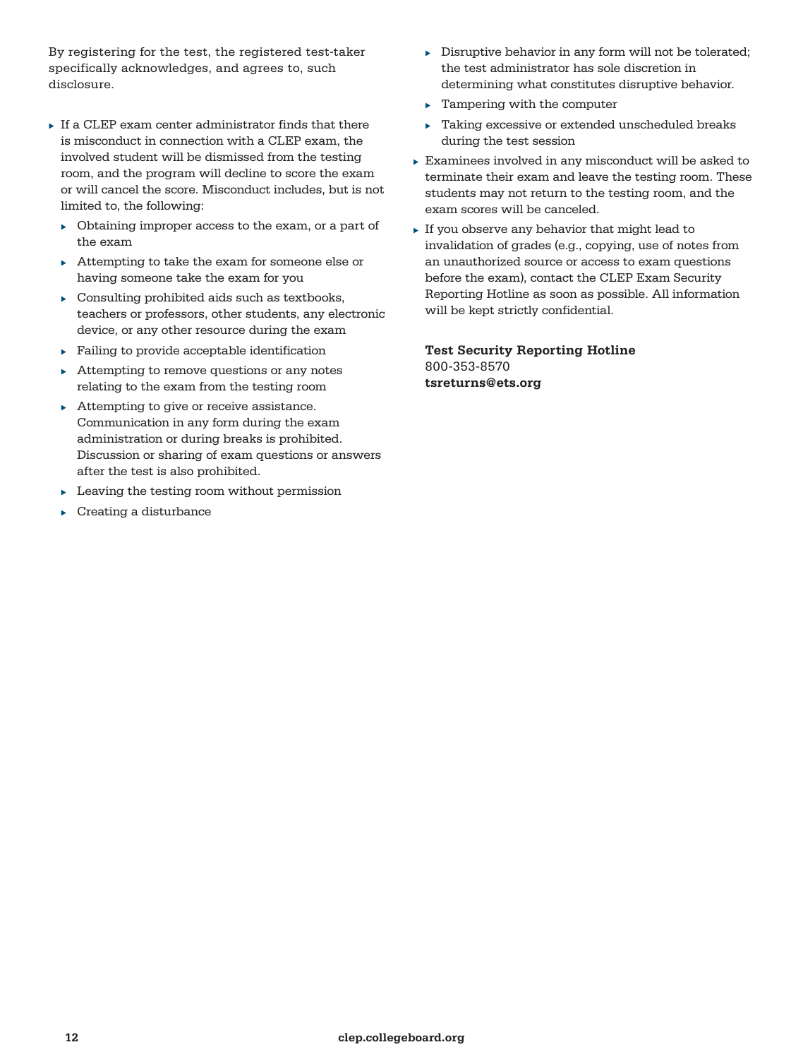By registering for the test, the registered test-taker specifically acknowledges, and agrees to, such disclosure.

- If a CLEP exam center administrator finds that there is misconduct in connection with a CLEP exam, the involved student will be dismissed from the testing room, and the program will decline to score the exam or will cancel the score. Misconduct includes, but is not limited to, the following:
  - Obtaining improper access to the exam, or a part of the exam
  - Attempting to take the exam for someone else or having someone take the exam for you
  - Consulting prohibited aids such as textbooks, teachers or professors, other students, any electronic device, or any other resource during the exam
  - Failing to provide acceptable identification
  - Attempting to remove questions or any notes relating to the exam from the testing room
  - Attempting to give or receive assistance. Communication in any form during the exam administration or during breaks is prohibited. Discussion or sharing of exam questions or answers after the test is also prohibited.
  - Leaving the testing room without permission
  - Creating a disturbance
  - Disruptive behavior in any form will not be tolerated; the test administrator has sole discretion in determining what constitutes disruptive behavior.
  - Tampering with the computer
  - Taking excessive or extended unscheduled breaks during the test session
- Examinees involved in any misconduct will be asked to terminate their exam and leave the testing room. These students may not return to the testing room, and the exam scores will be canceled.
- If you observe any behavior that might lead to invalidation of grades (e.g., copying, use of notes from an unauthorized source or access to exam questions before the exam), contact the CLEP Exam Security Reporting Hotline as soon as possible. All information will be kept strictly confidential.

**Test Security Reporting Hotline**
800-353-8570
**tsreturns@ets.org**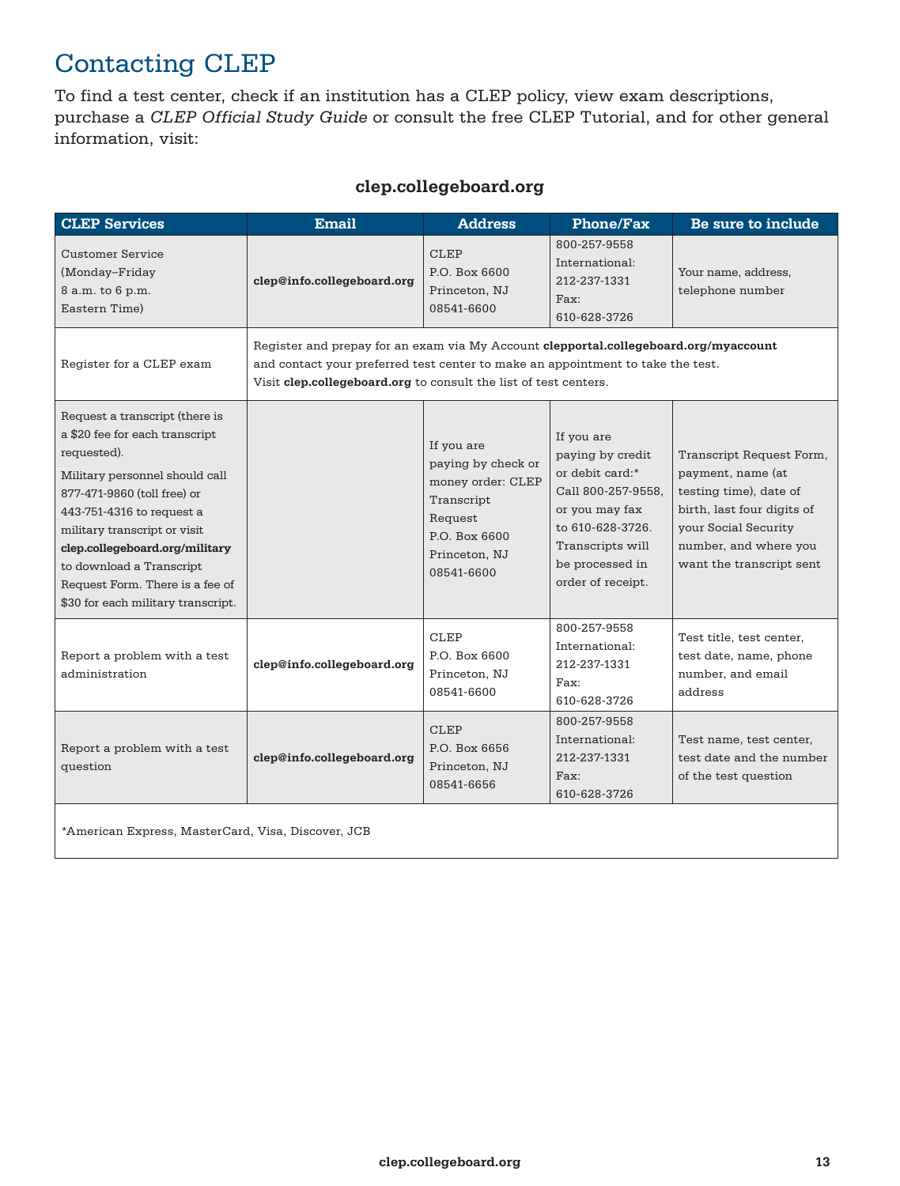# Contacting CLEP

To find a test center, check if an institution has a CLEP policy, view exam descriptions, purchase a *CLEP Official Study Guide* or consult the free CLEP Tutorial, and for other general information, visit:

**clep.collegeboard.org**

| CLEP Services | Email | Address | Phone/Fax | Be sure to include |
|---|---|---|---|---|
| Customer Service (Monday–Friday 8 a.m. to 6 p.m. Eastern Time) | **clep@info.collegeboard.org** | CLEP P.O. Box 6600 Princeton, NJ 08541-6600 | 800-257-9558 International: 212-237-1331 Fax: 610-628-3726 | Your name, address, telephone number |
| Register for a CLEP exam | Register and prepay for an exam via My Account **clepportal.collegeboard.org/myaccount** and contact your preferred test center to make an appointment to take the test. Visit **clep.collegeboard.org** to consult the list of test centers. | | | |
| Request a transcript (there is a $20 fee for each transcript requested). Military personnel should call 877-471-9860 (toll free) or 443-751-4316 to request a military transcript or visit **clep.collegeboard.org/military** to download a Transcript Request Form. There is a fee of $30 for each military transcript. | | If you are paying by check or money order: CLEP Transcript Request P.O. Box 6600 Princeton, NJ 08541-6600 | If you are paying by credit or debit card:* Call 800-257-9558, or you may fax to 610-628-3726. Transcripts will be processed in order of receipt. | Transcript Request Form, payment, name (at testing time), date of birth, last four digits of your Social Security number, and where you want the transcript sent |
| Report a problem with a test administration | **clep@info.collegeboard.org** | CLEP P.O. Box 6600 Princeton, NJ 08541-6600 | 800-257-9558 International: 212-237-1331 Fax: 610-628-3726 | Test title, test center, test date, name, phone number, and email address |
| Report a problem with a test question | **clep@info.collegeboard.org** | CLEP P.O. Box 6656 Princeton, NJ 08541-6656 | 800-257-9558 International: 212-237-1331 Fax: 610-628-3726 | Test name, test center, test date and the number of the test question |

*American Express, MasterCard, Visa, Discover, JCB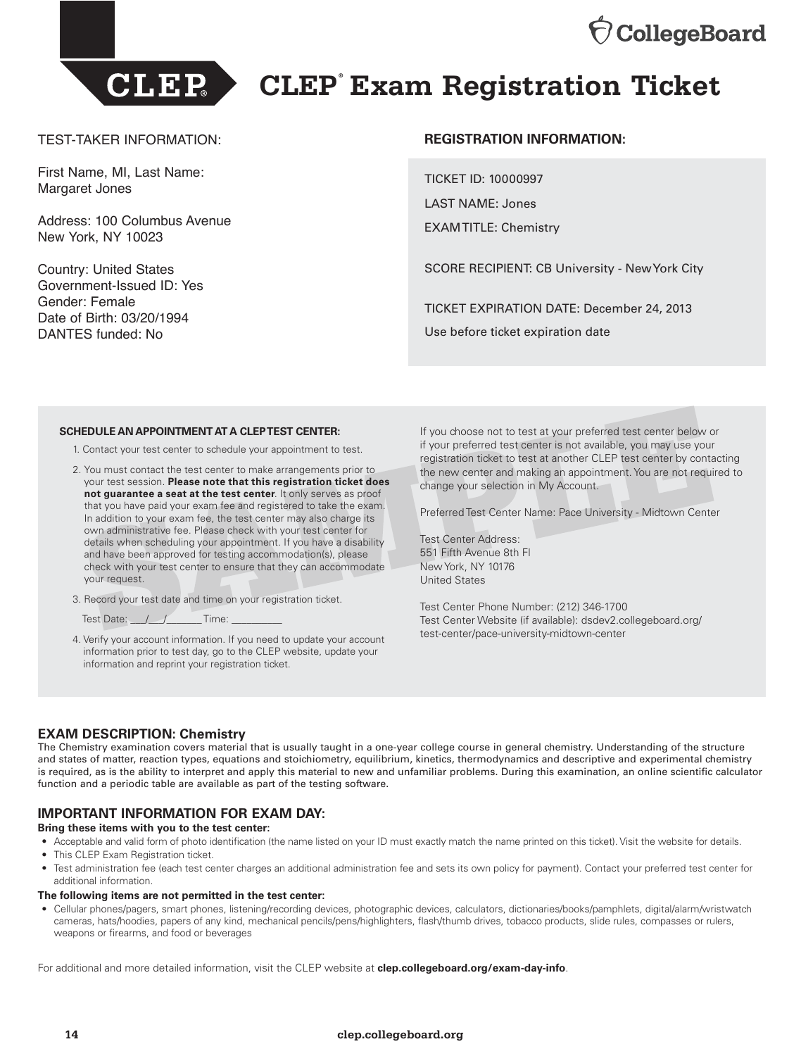# CLEP® Exam Registration Ticket

TEST-TAKER INFORMATION:

First Name, MI, Last Name:
Margaret Jones

Address: 100 Columbus Avenue
New York, NY 10023

Country: United States
Government-Issued ID: Yes
Gender: Female
Date of Birth: 03/20/1994
DANTES funded: No

**REGISTRATION INFORMATION:**

TICKET ID: 10000997

LAST NAME: Jones

EXAM TITLE: Chemistry

SCORE RECIPIENT: CB University - New York City

TICKET EXPIRATION DATE: December 24, 2013

Use before ticket expiration date

**SCHEDULE AN APPOINTMENT AT A CLEP TEST CENTER:**

1. Contact your test center to schedule your appointment to test.
2. You must contact the test center to make arrangements prior to your test session. **Please note that this registration ticket does not guarantee a seat at the test center**. It only serves as proof that you have paid your exam fee and registered to take the exam. In addition to your exam fee, the test center may also charge its own administrative fee. Please check with your test center for details when scheduling your appointment. If you have a disability and have been approved for testing accommodation(s), please check with your test center to ensure that they can accommodate your request.
3. Record your test date and time on your registration ticket.

   Test Date: ___/___/_______ Time: __________

4. Verify your account information. If you need to update your account information prior to test day, go to the CLEP website, update your information and reprint your registration ticket.

If you choose not to test at your preferred test center below or if your preferred test center is not available, you may use your registration ticket to test at another CLEP test center by contacting the new center and making an appointment. You are not required to change your selection in My Account.

Preferred Test Center Name: Pace University - Midtown Center

Test Center Address:
551 Fifth Avenue 8th Fl
New York, NY 10176
United States

Test Center Phone Number: (212) 346-1700
Test Center Website (if available): dsdev2.collegeboard.org/test-center/pace-university-midtown-center

SAMPLE

## EXAM DESCRIPTION: Chemistry

The Chemistry examination covers material that is usually taught in a one-year college course in general chemistry. Understanding of the structure and states of matter, reaction types, equations and stoichiometry, equilibrium, kinetics, thermodynamics and descriptive and experimental chemistry is required, as is the ability to interpret and apply this material to new and unfamiliar problems. During this examination, an online scientific calculator function and a periodic table are available as part of the testing software.

## IMPORTANT INFORMATION FOR EXAM DAY:

**Bring these items with you to the test center:**

- Acceptable and valid form of photo identification (the name listed on your ID must exactly match the name printed on this ticket). Visit the website for details.
- This CLEP Exam Registration ticket.
- Test administration fee (each test center charges an additional administration fee and sets its own policy for payment). Contact your preferred test center for additional information.

**The following items are not permitted in the test center:**

- Cellular phones/pagers, smart phones, listening/recording devices, photographic devices, calculators, dictionaries/books/pamphlets, digital/alarm/wristwatch cameras, hats/hoodies, papers of any kind, mechanical pencils/pens/highlighters, flash/thumb drives, tobacco products, slide rules, compasses or rulers, weapons or firearms, and food or beverages

For additional and more detailed information, visit the CLEP website at **clep.collegeboard.org/exam-day-info**.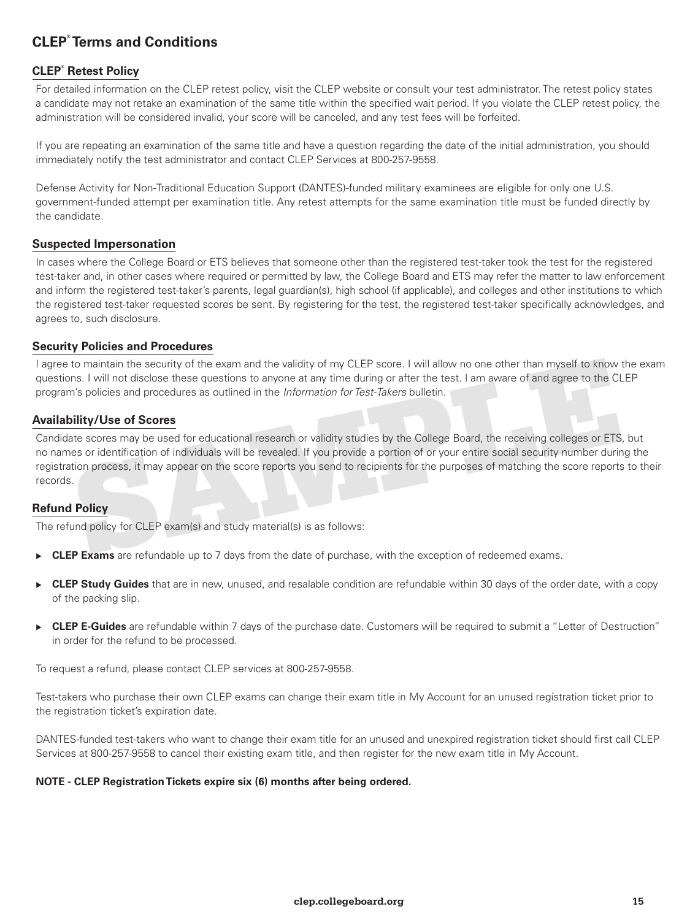# CLEP® Terms and Conditions

## CLEP® Retest Policy

For detailed information on the CLEP retest policy, visit the CLEP website or consult your test administrator. The retest policy states a candidate may not retake an examination of the same title within the specified wait period. If you violate the CLEP retest policy, the administration will be considered invalid, your score will be canceled, and any test fees will be forfeited.

If you are repeating an examination of the same title and have a question regarding the date of the initial administration, you should immediately notify the test administrator and contact CLEP Services at 800-257-9558.

Defense Activity for Non-Traditional Education Support (DANTES)-funded military examinees are eligible for only one U.S. government-funded attempt per examination title. Any retest attempts for the same examination title must be funded directly by the candidate.

## Suspected Impersonation

In cases where the College Board or ETS believes that someone other than the registered test-taker took the test for the registered test-taker and, in other cases where required or permitted by law, the College Board and ETS may refer the matter to law enforcement and inform the registered test-taker's parents, legal guardian(s), high school (if applicable), and colleges and other institutions to which the registered test-taker requested scores be sent. By registering for the test, the registered test-taker specifically acknowledges, and agrees to, such disclosure.

## Security Policies and Procedures

I agree to maintain the security of the exam and the validity of my CLEP score. I will allow no one other than myself to know the exam questions. I will not disclose these questions to anyone at any time during or after the test. I am aware of and agree to the CLEP program's policies and procedures as outlined in the *Information for Test-Takers* bulletin.

## Availability/Use of Scores

Candidate scores may be used for educational research or validity studies by the College Board, the receiving colleges or ETS, but no names or identification of individuals will be revealed. If you provide a portion of or your entire social security number during the registration process, it may appear on the score reports you send to recipients for the purposes of matching the score reports to their records.

## Refund Policy

The refund policy for CLEP exam(s) and study material(s) is as follows:

- **CLEP Exams** are refundable up to 7 days from the date of purchase, with the exception of redeemed exams.
- **CLEP Study Guides** that are in new, unused, and resalable condition are refundable within 30 days of the order date, with a copy of the packing slip.
- **CLEP E-Guides** are refundable within 7 days of the purchase date. Customers will be required to submit a "Letter of Destruction" in order for the refund to be processed.

To request a refund, please contact CLEP services at 800-257-9558.

Test-takers who purchase their own CLEP exams can change their exam title in My Account for an unused registration ticket prior to the registration ticket's expiration date.

DANTES-funded test-takers who want to change their exam title for an unused and unexpired registration ticket should first call CLEP Services at 800-257-9558 to cancel their existing exam title, and then register for the new exam title in My Account.

**NOTE - CLEP Registration Tickets expire six (6) months after being ordered.**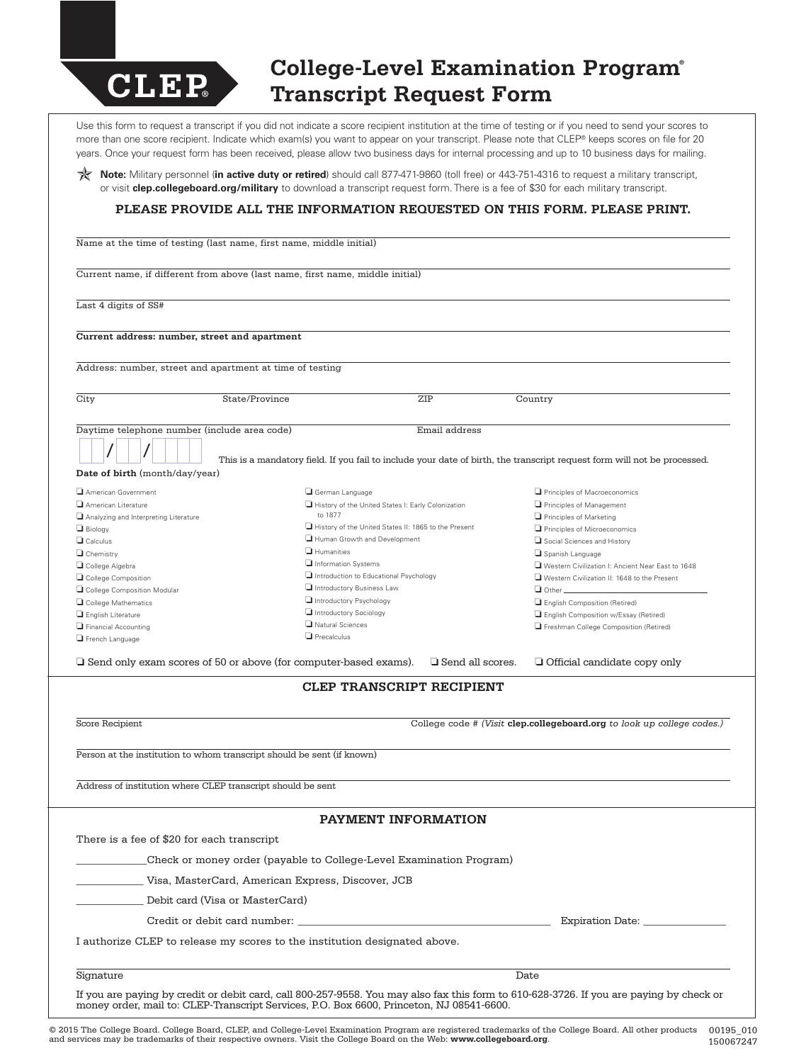# College-Level Examination Program® Transcript Request Form

Use this form to request a transcript if you did not indicate a score recipient institution at the time of testing or if you need to send your scores to more than one score recipient. Indicate which exam(s) you want to appear on your transcript. Please note that CLEP® keeps scores on file for 20 years. Once your request form has been received, please allow two business days for internal processing and up to 10 business days for mailing.

☆ **Note:** Military personnel (**in active duty or retired**) should call 877-471-9860 (toll free) or 443-751-4316 to request a military transcript, or visit **clep.collegeboard.org/military** to download a transcript request form. There is a fee of $30 for each military transcript.

**PLEASE PROVIDE ALL THE INFORMATION REQUESTED ON THIS FORM. PLEASE PRINT.**

Name at the time of testing (last name, first name, middle initial)

Current name, if different from above (last name, first name, middle initial)

Last 4 digits of SS#

**Current address: number, street and apartment**

Address: number, street and apartment at time of testing

City State/Province ZIP Country

Daytime telephone number (include area code) Email address

__ __ / __ __ / __ __ __ __

**Date of birth** (month/day/year)

This is a mandatory field. If you fail to include your date of birth, the transcript request form will not be processed.

- ❑ American Government
- ❑ American Literature
- ❑ Analyzing and Interpreting Literature
- ❑ Biology
- ❑ Calculus
- ❑ Chemistry
- ❑ College Algebra
- ❑ College Composition
- ❑ College Composition Modular
- ❑ College Mathematics
- ❑ English Literature
- ❑ Financial Accounting
- ❑ French Language
- ❑ German Language
- ❑ History of the United States I: Early Colonization to 1877
- ❑ History of the United States II: 1865 to the Present
- ❑ Human Growth and Development
- ❑ Humanities
- ❑ Information Systems
- ❑ Introduction to Educational Psychology
- ❑ Introductory Business Law
- ❑ Introductory Psychology
- ❑ Introductory Sociology
- ❑ Natural Sciences
- ❑ Precalculus
- ❑ Principles of Macroeconomics
- ❑ Principles of Management
- ❑ Principles of Marketing
- ❑ Principles of Microeconomics
- ❑ Social Sciences and History
- ❑ Spanish Language
- ❑ Western Civilization I: Ancient Near East to 1648
- ❑ Western Civilization II: 1648 to the Present
- ❑ Other ____________
- ❑ English Composition (Retired)
- ❑ English Composition w/Essay (Retired)
- ❑ Freshman College Composition (Retired)

❑ Send only exam scores of 50 or above (for computer-based exams). ❑ Send all scores. ❑ Official candidate copy only

## CLEP TRANSCRIPT RECIPIENT

Score Recipient College code # *(Visit* **clep.collegeboard.org** *to look up college codes.)*

Person at the institution to whom transcript should be sent (if known)

Address of institution where CLEP transcript should be sent

## PAYMENT INFORMATION

There is a fee of $20 for each transcript

_____________Check or money order (payable to College-Level Examination Program)

____________ Visa, MasterCard, American Express, Discover, JCB

____________ Debit card (Visa or MasterCard)

Credit or debit card number: ______________________________ Expiration Date: ______________

I authorize CLEP to release my scores to the institution designated above.

Signature Date

If you are paying by credit or debit card, call 800-257-9558. You may also fax this form to 610-628-3726. If you are paying by check or money order, mail to: CLEP-Transcript Services, P.O. Box 6600, Princeton, NJ 08541-6600.

© 2015 The College Board. College Board, CLEP, and College-Level Examination Program are registered trademarks of the College Board. All other products and services may be trademarks of their respective owners. Visit the College Board on the Web: **www.collegeboard.org**.

00195_010
150067247